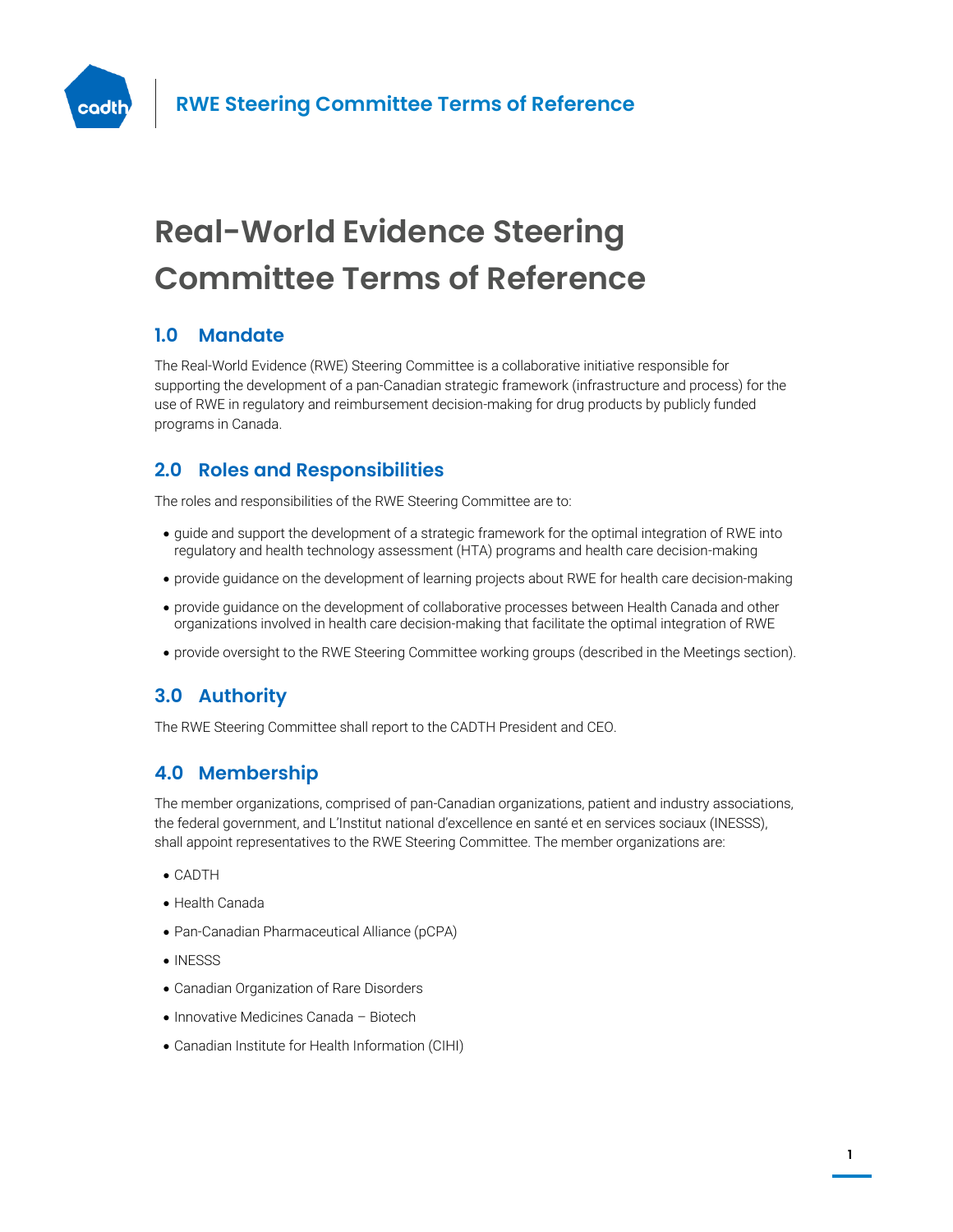# Real-World Evidence Steering Committee Terms of Reference

## 1.0 Mandate

The Real-World Evidence (RWE) Steering Committee is a collaborative initiative responsible for supporting the development of a pan-Canadian strategic framework (infrastructure and process) for the use of RWE in regulatory and reimbursement decision-making for drug products by publicly funded programs in Canada.

## 2.0 Roles and Responsibilities

The roles and responsibilities of the RWE Steering Committee are to:

- guide and support the development of a strategic framework for the optimal integration of RWE into regulatory and health technology assessment (HTA) programs and health care decision-making
- provide guidance on the development of learning projects about RWE for health care decision-making
- provide guidance on the development of collaborative processes between Health Canada and other organizations involved in health care decision-making that facilitate the optimal integration of RWE
- provide oversight to the RWE Steering Committee working groups (described in the Meetings section).

## 3.0 Authority

The RWE Steering Committee shall report to the CADTH President and CEO.

## 4.0 Membership

The member organizations, comprised of pan-Canadian organizations, patient and industry associations, the federal government, and L'Institut national d'excellence en santé et en services sociaux (INESSS), shall appoint representatives to the RWE Steering Committee. The member organizations are:

- CADTH
- Health Canada
- Pan-Canadian Pharmaceutical Alliance (pCPA)
- INESSS
- Canadian Organization of Rare Disorders
- Innovative Medicines Canada – Biotech
- Canadian Institute for Health Information (CIHI)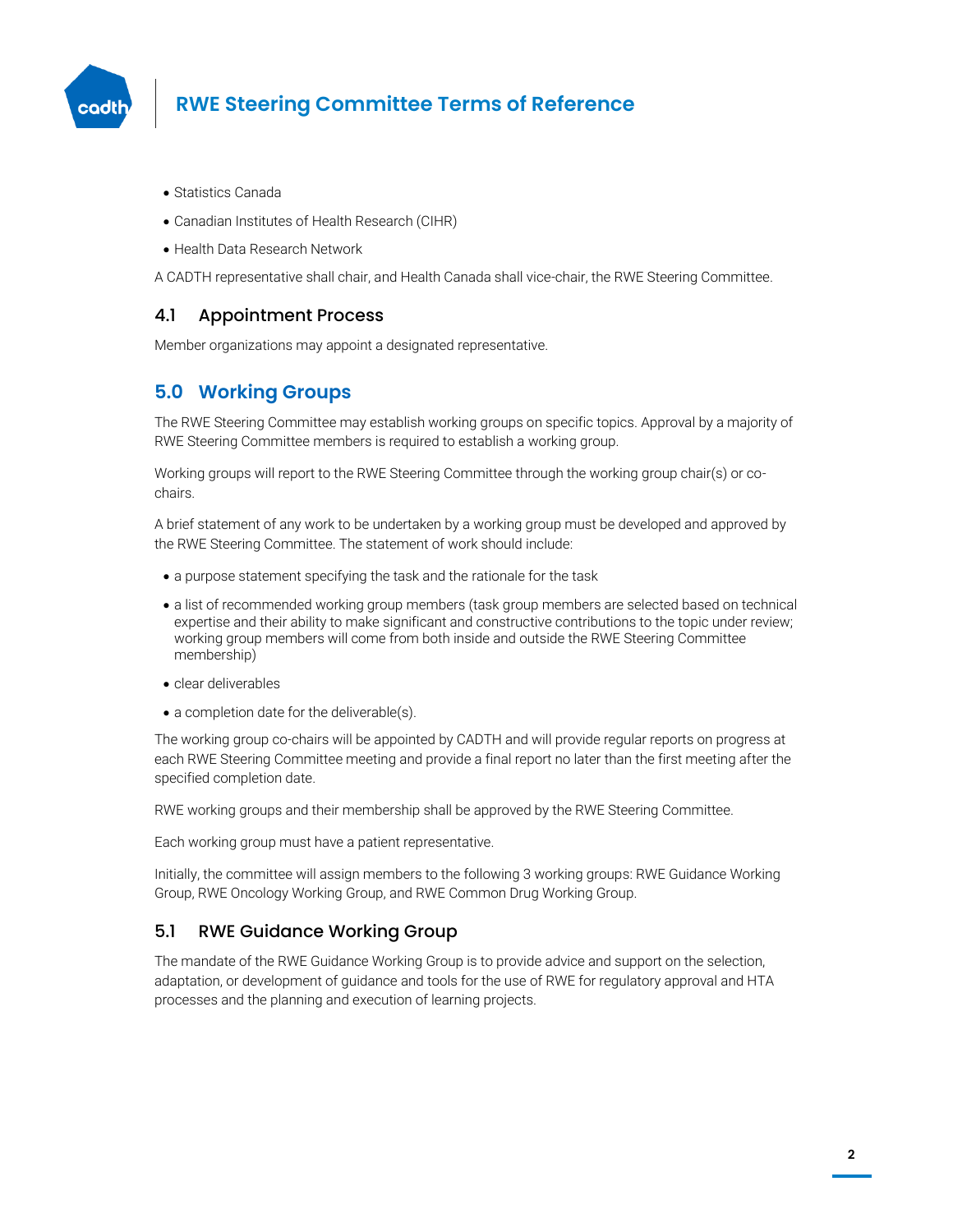- Statistics Canada
- Canadian Institutes of Health Research (CIHR)
- Health Data Research Network

A CADTH representative shall chair, and Health Canada shall vice-chair, the RWE Steering Committee.

### 4.1 Appointment Process

Member organizations may appoint a designated representative.

## 5.0 Working Groups

The RWE Steering Committee may establish working groups on specific topics. Approval by a majority of RWE Steering Committee members is required to establish a working group.

Working groups will report to the RWE Steering Committee through the working group chair(s) or co-chairs.

A brief statement of any work to be undertaken by a working group must be developed and approved by the RWE Steering Committee. The statement of work should include:

- a purpose statement specifying the task and the rationale for the task
- a list of recommended working group members (task group members are selected based on technical expertise and their ability to make significant and constructive contributions to the topic under review; working group members will come from both inside and outside the RWE Steering Committee membership)
- clear deliverables
- a completion date for the deliverable(s).

The working group co-chairs will be appointed by CADTH and will provide regular reports on progress at each RWE Steering Committee meeting and provide a final report no later than the first meeting after the specified completion date.

RWE working groups and their membership shall be approved by the RWE Steering Committee.

Each working group must have a patient representative.

Initially, the committee will assign members to the following 3 working groups: RWE Guidance Working Group, RWE Oncology Working Group, and RWE Common Drug Working Group.

### 5.1 RWE Guidance Working Group

The mandate of the RWE Guidance Working Group is to provide advice and support on the selection, adaptation, or development of guidance and tools for the use of RWE for regulatory approval and HTA processes and the planning and execution of learning projects.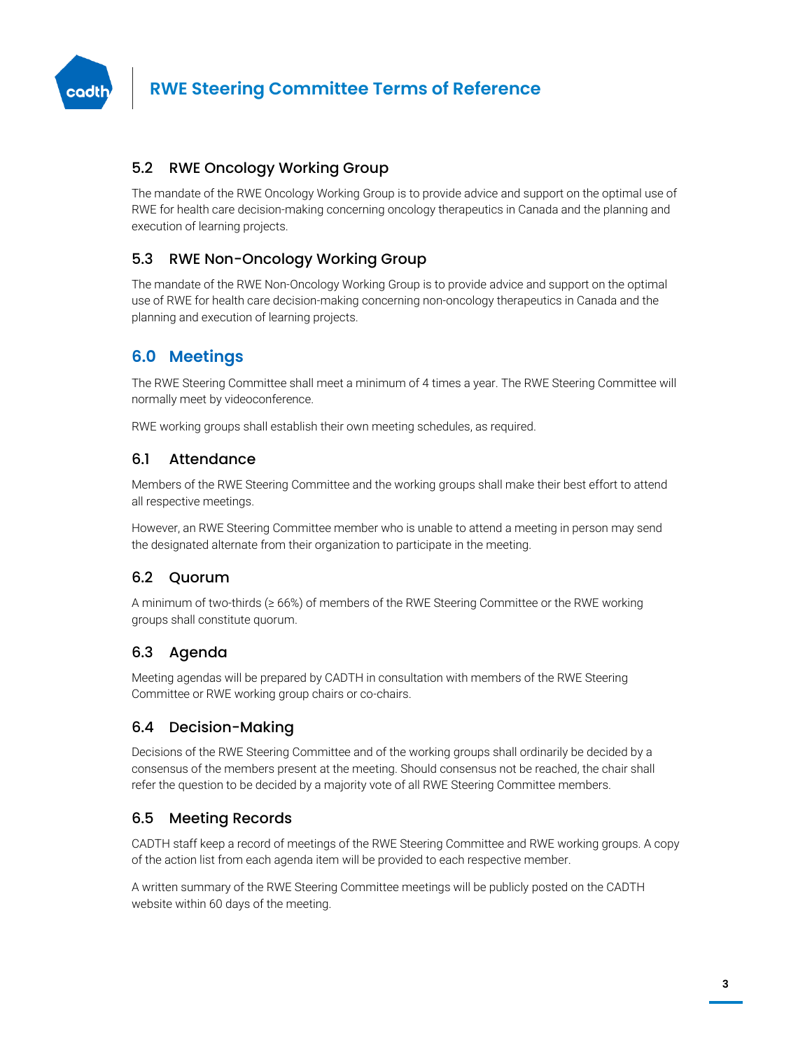### 5.2 RWE Oncology Working Group

The mandate of the RWE Oncology Working Group is to provide advice and support on the optimal use of RWE for health care decision-making concerning oncology therapeutics in Canada and the planning and execution of learning projects.

### 5.3 RWE Non-Oncology Working Group

The mandate of the RWE Non-Oncology Working Group is to provide advice and support on the optimal use of RWE for health care decision-making concerning non-oncology therapeutics in Canada and the planning and execution of learning projects.

## 6.0 Meetings

The RWE Steering Committee shall meet a minimum of 4 times a year. The RWE Steering Committee will normally meet by videoconference.

RWE working groups shall establish their own meeting schedules, as required.

### 6.1 Attendance

Members of the RWE Steering Committee and the working groups shall make their best effort to attend all respective meetings.

However, an RWE Steering Committee member who is unable to attend a meeting in person may send the designated alternate from their organization to participate in the meeting.

### 6.2 Quorum

A minimum of two-thirds (≥ 66%) of members of the RWE Steering Committee or the RWE working groups shall constitute quorum.

### 6.3 Agenda

Meeting agendas will be prepared by CADTH in consultation with members of the RWE Steering Committee or RWE working group chairs or co-chairs.

### 6.4 Decision-Making

Decisions of the RWE Steering Committee and of the working groups shall ordinarily be decided by a consensus of the members present at the meeting. Should consensus not be reached, the chair shall refer the question to be decided by a majority vote of all RWE Steering Committee members.

### 6.5 Meeting Records

CADTH staff keep a record of meetings of the RWE Steering Committee and RWE working groups. A copy of the action list from each agenda item will be provided to each respective member.

A written summary of the RWE Steering Committee meetings will be publicly posted on the CADTH website within 60 days of the meeting.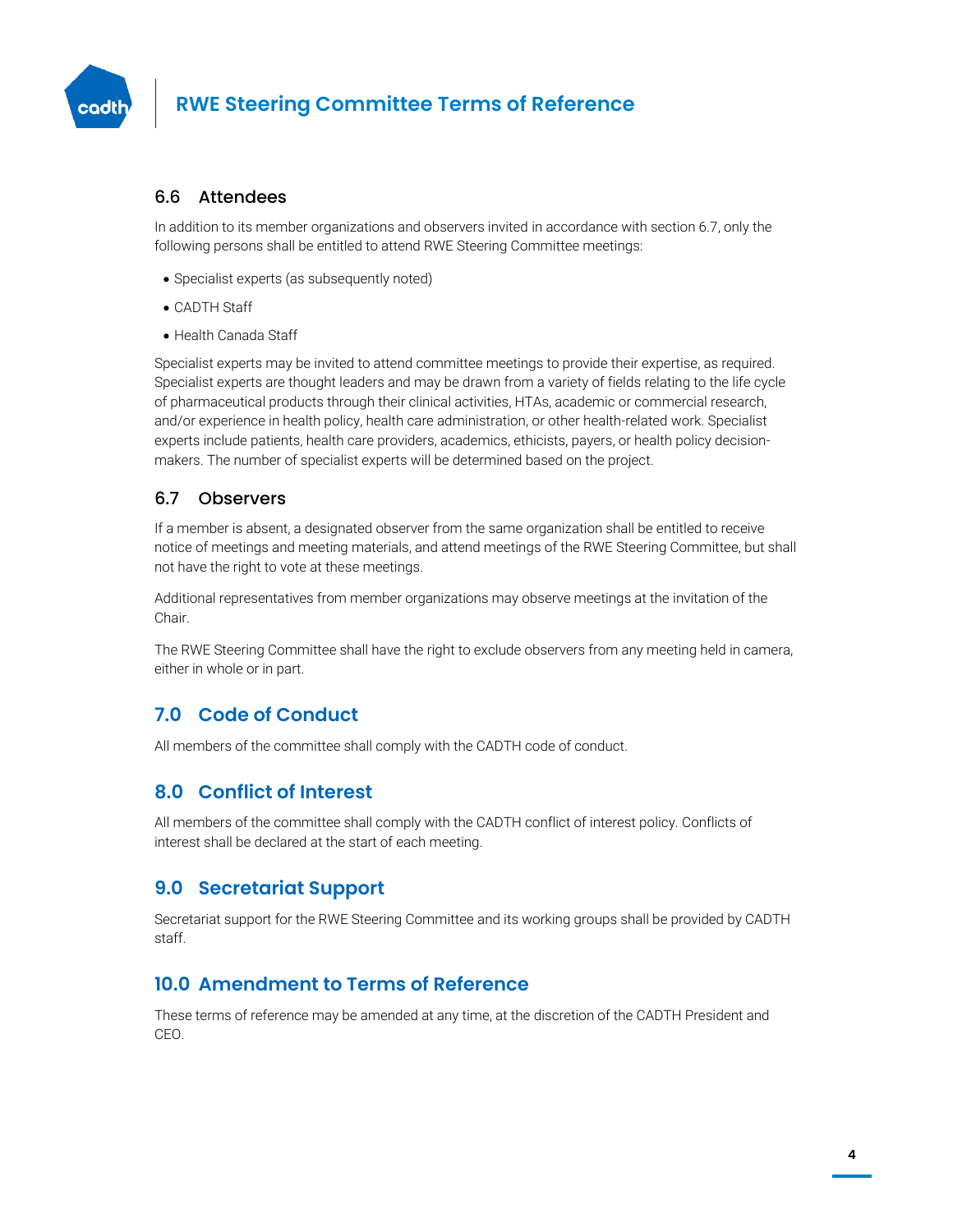### 6.6 Attendees

In addition to its member organizations and observers invited in accordance with section 6.7, only the following persons shall be entitled to attend RWE Steering Committee meetings:

- Specialist experts (as subsequently noted)
- CADTH Staff
- Health Canada Staff

Specialist experts may be invited to attend committee meetings to provide their expertise, as required. Specialist experts are thought leaders and may be drawn from a variety of fields relating to the life cycle of pharmaceutical products through their clinical activities, HTAs, academic or commercial research, and/or experience in health policy, health care administration, or other health-related work. Specialist experts include patients, health care providers, academics, ethicists, payers, or health policy decision-makers. The number of specialist experts will be determined based on the project.

### 6.7 Observers

If a member is absent, a designated observer from the same organization shall be entitled to receive notice of meetings and meeting materials, and attend meetings of the RWE Steering Committee, but shall not have the right to vote at these meetings.

Additional representatives from member organizations may observe meetings at the invitation of the Chair.

The RWE Steering Committee shall have the right to exclude observers from any meeting held in camera, either in whole or in part.

## 7.0 Code of Conduct

All members of the committee shall comply with the CADTH code of conduct.

## 8.0 Conflict of Interest

All members of the committee shall comply with the CADTH conflict of interest policy. Conflicts of interest shall be declared at the start of each meeting.

## 9.0 Secretariat Support

Secretariat support for the RWE Steering Committee and its working groups shall be provided by CADTH staff.

## 10.0 Amendment to Terms of Reference

These terms of reference may be amended at any time, at the discretion of the CADTH President and CEO.